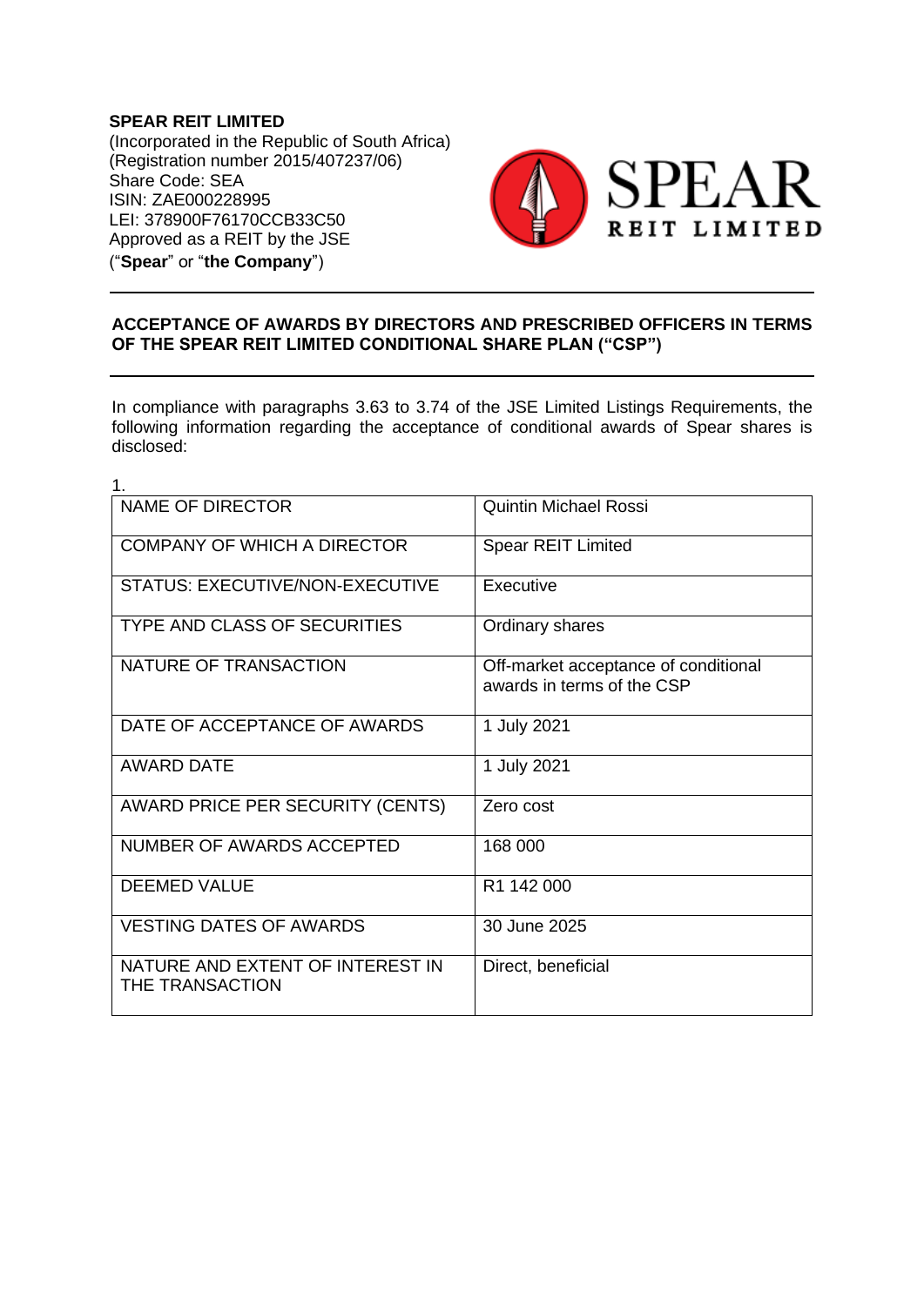**SPEAR REIT LIMITED**
(Incorporated in the Republic of South Africa)
(Registration number 2015/407237/06)
Share Code: SEA
ISIN: ZAE000228995
LEI: 378900F76170CCB33C50
Approved as a REIT by the JSE
("**Spear**" or "**the Company**")

---

**ACCEPTANCE OF AWARDS BY DIRECTORS AND PRESCRIBED OFFICERS IN TERMS OF THE SPEAR REIT LIMITED CONDITIONAL SHARE PLAN ("CSP")**

---

In compliance with paragraphs 3.63 to 3.74 of the JSE Limited Listings Requirements, the following information regarding the acceptance of conditional awards of Spear shares is disclosed:

1.

| | |
|---|---|
| NAME OF DIRECTOR | Quintin Michael Rossi |
| COMPANY OF WHICH A DIRECTOR | Spear REIT Limited |
| STATUS: EXECUTIVE/NON-EXECUTIVE | Executive |
| TYPE AND CLASS OF SECURITIES | Ordinary shares |
| NATURE OF TRANSACTION | Off-market acceptance of conditional awards in terms of the CSP |
| DATE OF ACCEPTANCE OF AWARDS | 1 July 2021 |
| AWARD DATE | 1 July 2021 |
| AWARD PRICE PER SECURITY (CENTS) | Zero cost |
| NUMBER OF AWARDS ACCEPTED | 168 000 |
| DEEMED VALUE | R1 142 000 |
| VESTING DATES OF AWARDS | 30 June 2025 |
| NATURE AND EXTENT OF INTEREST IN THE TRANSACTION | Direct, beneficial |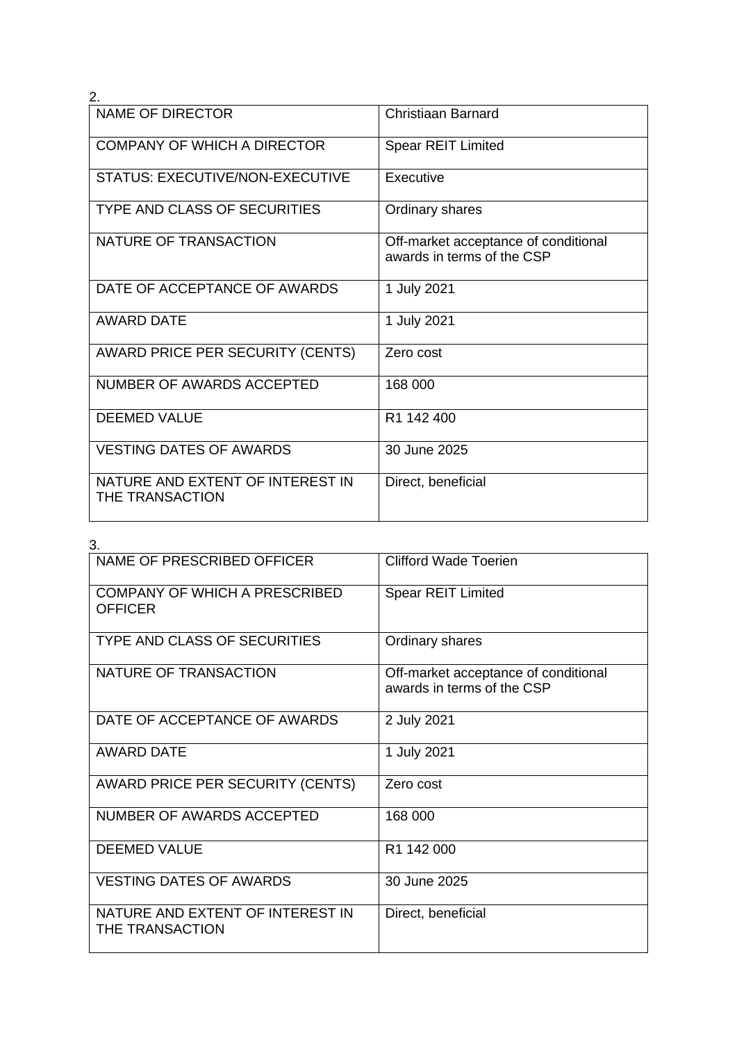2.

| NAME OF DIRECTOR | Christiaan Barnard |
|---|---|
| COMPANY OF WHICH A DIRECTOR | Spear REIT Limited |
| STATUS: EXECUTIVE/NON-EXECUTIVE | Executive |
| TYPE AND CLASS OF SECURITIES | Ordinary shares |
| NATURE OF TRANSACTION | Off-market acceptance of conditional awards in terms of the CSP |
| DATE OF ACCEPTANCE OF AWARDS | 1 July 2021 |
| AWARD DATE | 1 July 2021 |
| AWARD PRICE PER SECURITY (CENTS) | Zero cost |
| NUMBER OF AWARDS ACCEPTED | 168 000 |
| DEEMED VALUE | R1 142 400 |
| VESTING DATES OF AWARDS | 30 June 2025 |
| NATURE AND EXTENT OF INTEREST IN THE TRANSACTION | Direct, beneficial |

3.

| NAME OF PRESCRIBED OFFICER | Clifford Wade Toerien |
|---|---|
| COMPANY OF WHICH A PRESCRIBED OFFICER | Spear REIT Limited |
| TYPE AND CLASS OF SECURITIES | Ordinary shares |
| NATURE OF TRANSACTION | Off-market acceptance of conditional awards in terms of the CSP |
| DATE OF ACCEPTANCE OF AWARDS | 2 July 2021 |
| AWARD DATE | 1 July 2021 |
| AWARD PRICE PER SECURITY (CENTS) | Zero cost |
| NUMBER OF AWARDS ACCEPTED | 168 000 |
| DEEMED VALUE | R1 142 000 |
| VESTING DATES OF AWARDS | 30 June 2025 |
| NATURE AND EXTENT OF INTEREST IN THE TRANSACTION | Direct, beneficial |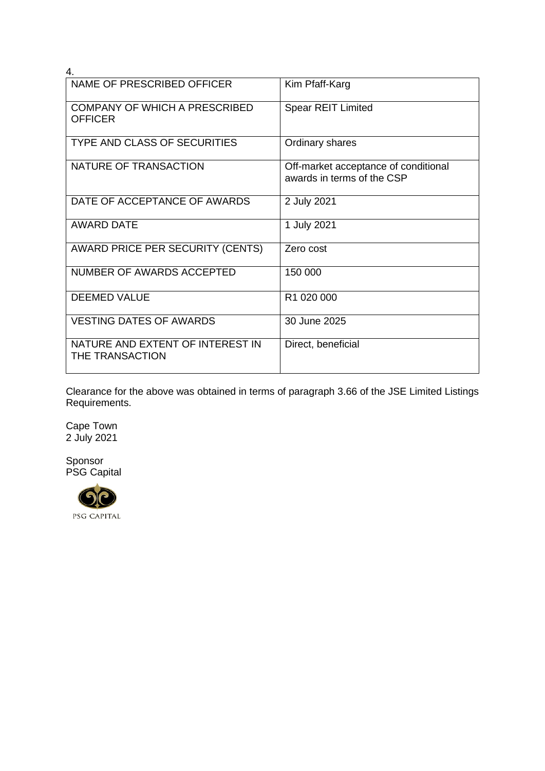4.

| | |
|---|---|
| NAME OF PRESCRIBED OFFICER | Kim Pfaff-Karg |
| COMPANY OF WHICH A PRESCRIBED OFFICER | Spear REIT Limited |
| TYPE AND CLASS OF SECURITIES | Ordinary shares |
| NATURE OF TRANSACTION | Off-market acceptance of conditional awards in terms of the CSP |
| DATE OF ACCEPTANCE OF AWARDS | 2 July 2021 |
| AWARD DATE | 1 July 2021 |
| AWARD PRICE PER SECURITY (CENTS) | Zero cost |
| NUMBER OF AWARDS ACCEPTED | 150 000 |
| DEEMED VALUE | R1 020 000 |
| VESTING DATES OF AWARDS | 30 June 2025 |
| NATURE AND EXTENT OF INTEREST IN THE TRANSACTION | Direct, beneficial |

Clearance for the above was obtained in terms of paragraph 3.66 of the JSE Limited Listings Requirements.

Cape Town
2 July 2021

Sponsor
PSG Capital

PSG CAPITAL